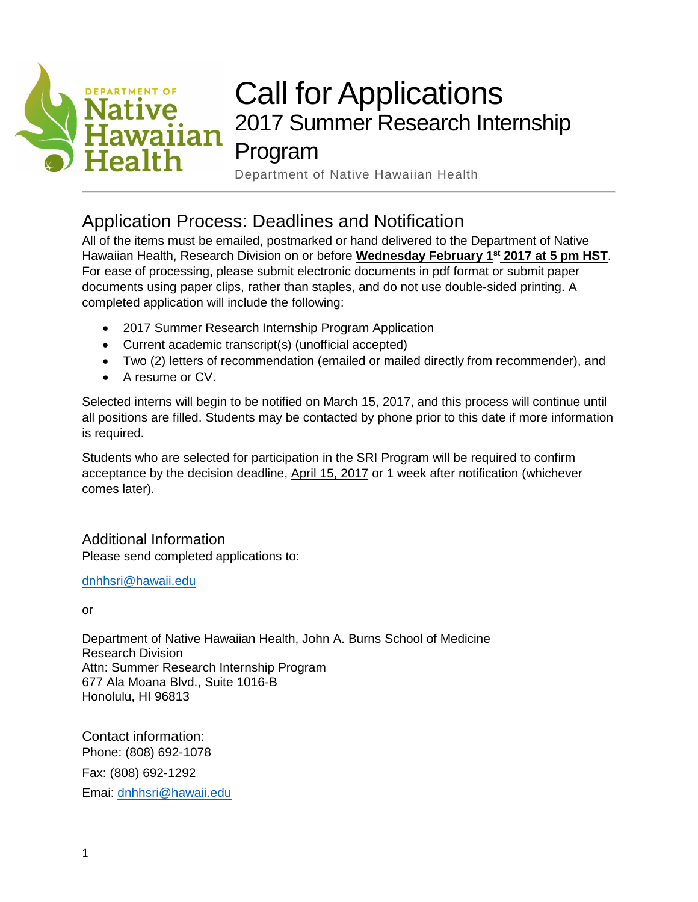# Call for Applications

## 2017 Summer Research Internship Program

Department of Native Hawaiian Health

## Application Process: Deadlines and Notification

All of the items must be emailed, postmarked or hand delivered to the Department of Native Hawaiian Health, Research Division on or before **Wednesday February 1st 2017 at 5 pm HST**. For ease of processing, please submit electronic documents in pdf format or submit paper documents using paper clips, rather than staples, and do not use double-sided printing. A completed application will include the following:

- 2017 Summer Research Internship Program Application
- Current academic transcript(s) (unofficial accepted)
- Two (2) letters of recommendation (emailed or mailed directly from recommender), and
- A resume or CV.

Selected interns will begin to be notified on March 15, 2017, and this process will continue until all positions are filled. Students may be contacted by phone prior to this date if more information is required.

Students who are selected for participation in the SRI Program will be required to confirm acceptance by the decision deadline, April 15, 2017 or 1 week after notification (whichever comes later).

### Additional Information

Please send completed applications to:

dnhhsri@hawaii.edu

or

Department of Native Hawaiian Health, John A. Burns School of Medicine
Research Division
Attn: Summer Research Internship Program
677 Ala Moana Blvd., Suite 1016-B
Honolulu, HI 96813

### Contact information:

Phone: (808) 692-1078

Fax: (808) 692-1292

Emai: dnhhsri@hawaii.edu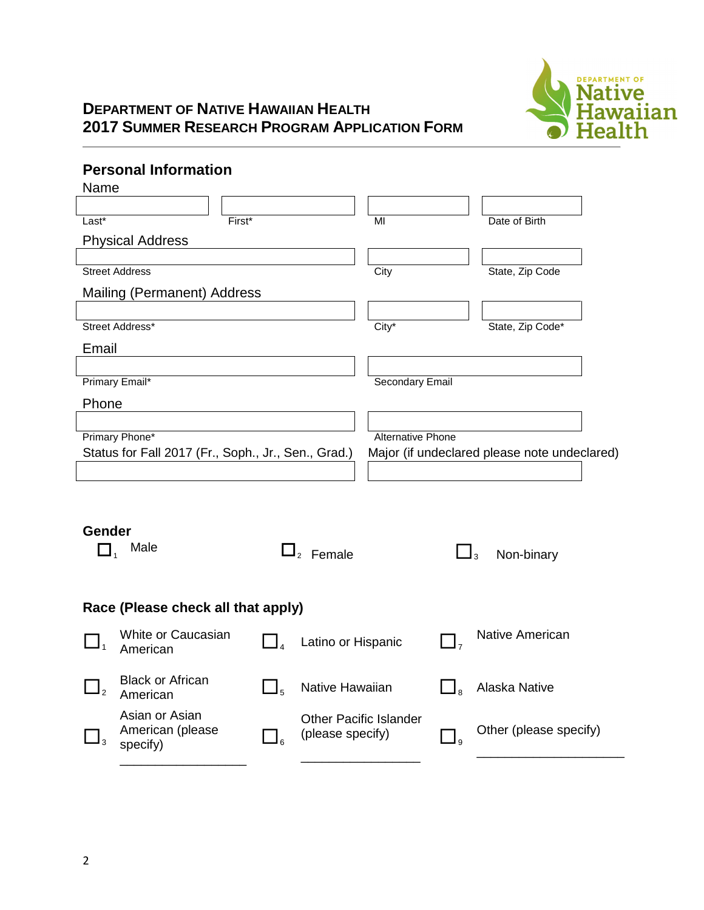**DEPARTMENT OF NATIVE HAWAIIAN HEALTH**
**2017 SUMMER RESEARCH PROGRAM APPLICATION FORM**

## Personal Information

Name

| | | | |
|---|---|---|---|
| Last* | First* | MI | Date of Birth |

Physical Address

| | | |
|---|---|---|
| Street Address | City | State, Zip Code |

Mailing (Permanent) Address

| | | |
|---|---|---|
| Street Address* | City* | State, Zip Code* |

Email

| | |
|---|---|
| Primary Email* | Secondary Email |

Phone

| | |
|---|---|
| Primary Phone* | Alternative Phone |

| Status for Fall 2017 (Fr., Soph., Jr., Sen., Grad.) | Major (if undeclared please note undeclared) |
|---|---|
| | |

**Gender**

☐ 1 Male ☐ 2 Female ☐ 3 Non-binary

**Race (Please check all that apply)**

| | | |
|---|---|---|
| ☐ 1 White or Caucasian American | ☐ 4 Latino or Hispanic | ☐ 7 Native American |
| ☐ 2 Black or African American | ☐ 5 Native Hawaiian | ☐ 8 Alaska Native |
| ☐ 3 Asian or Asian American (please specify) ___________________ | ☐ 6 Other Pacific Islander (please specify) __________________ | ☐ 9 Other (please specify) ______________________ |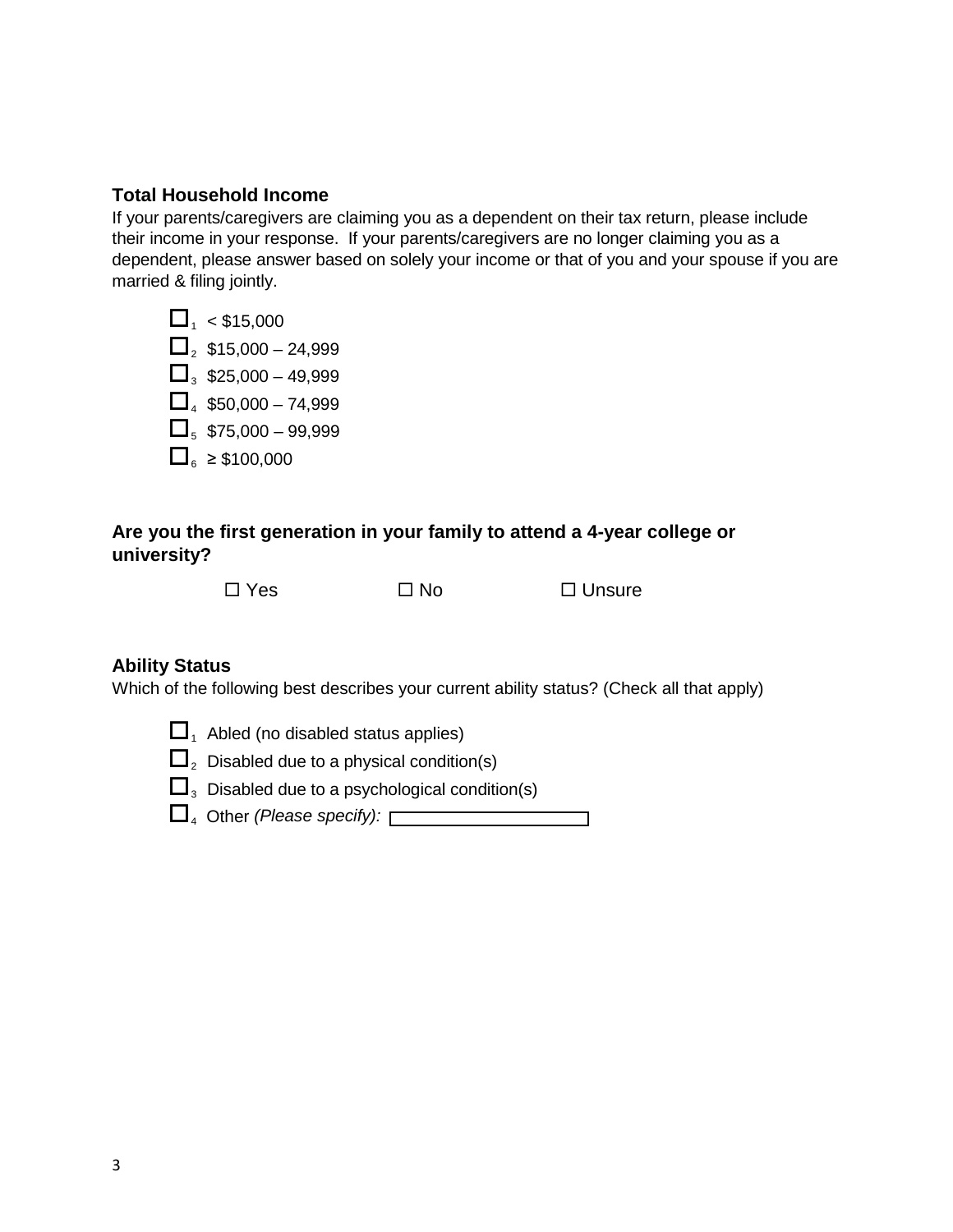**Total Household Income**

If your parents/caregivers are claiming you as a dependent on their tax return, please include their income in your response. If your parents/caregivers are no longer claiming you as a dependent, please answer based on solely your income or that of you and your spouse if you are married & filing jointly.

- ☐1 < $15,000
- ☐2 $15,000 – 24,999
- ☐3 $25,000 – 49,999
- ☐4 $50,000 – 74,999
- ☐5 $75,000 – 99,999
- ☐6 ≥ $100,000

**Are you the first generation in your family to attend a 4-year college or university?**

☐ Yes ☐ No ☐ Unsure

**Ability Status**

Which of the following best describes your current ability status? (Check all that apply)

- ☐1 Abled (no disabled status applies)
- ☐2 Disabled due to a physical condition(s)
- ☐3 Disabled due to a psychological condition(s)
- ☐4 Other *(Please specify):* ____________________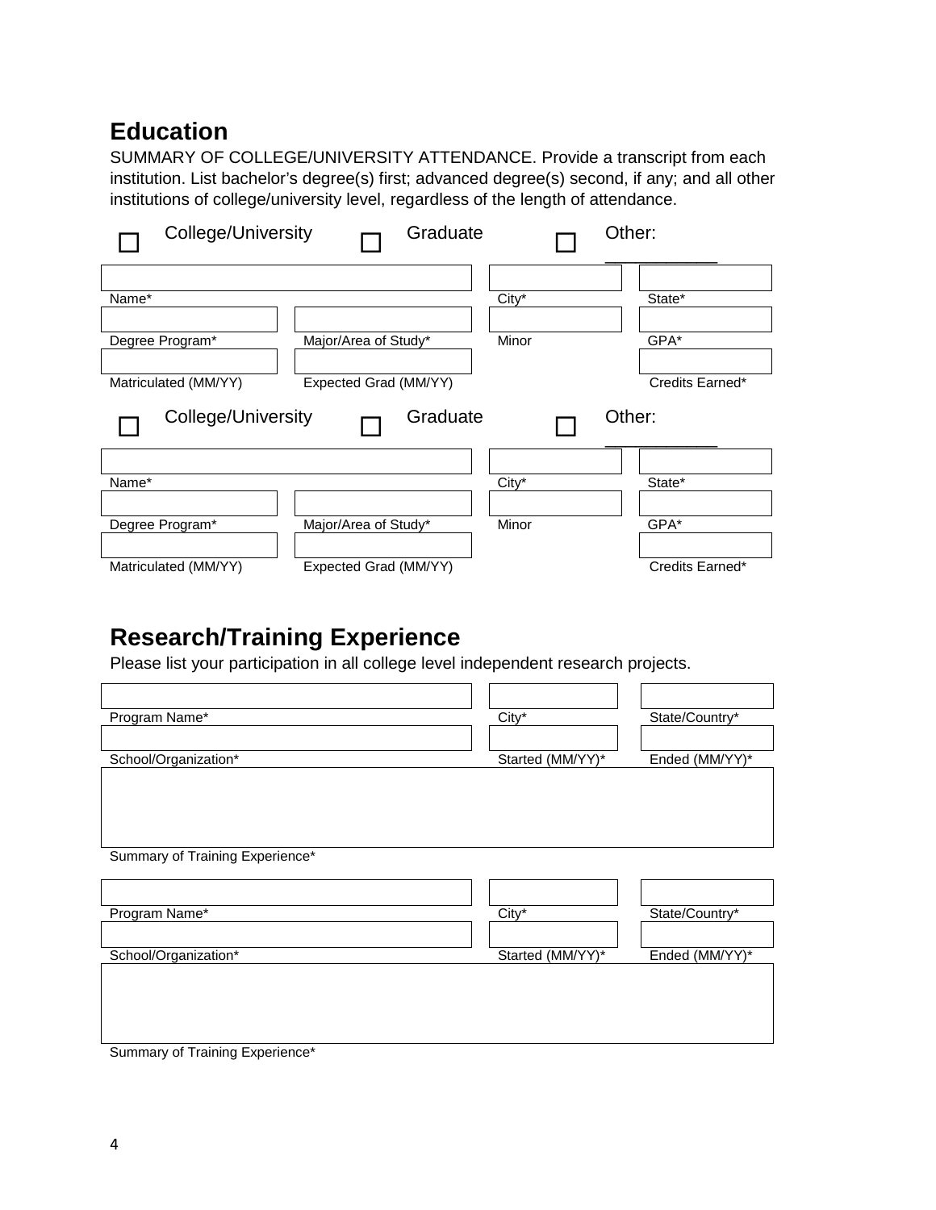## Education

SUMMARY OF COLLEGE/UNIVERSITY ATTENDANCE. Provide a transcript from each institution. List bachelor's degree(s) first; advanced degree(s) second, if any; and all other institutions of college/university level, regardless of the length of attendance.

☐ College/University ☐ Graduate ☐ Other: ___________

| | | | |
|---|---|---|---|
| Name* | | City* | State* |
| Degree Program* | Major/Area of Study* | Minor | GPA* |
| Matriculated (MM/YY) | Expected Grad (MM/YY) | | Credits Earned* |

☐ College/University ☐ Graduate ☐ Other: ___________

| | | | |
|---|---|---|---|
| Name* | | City* | State* |
| Degree Program* | Major/Area of Study* | Minor | GPA* |
| Matriculated (MM/YY) | Expected Grad (MM/YY) | | Credits Earned* |

## Research/Training Experience

Please list your participation in all college level independent research projects.

| | | |
|---|---|---|
| Program Name* | City* | State/Country* |
| School/Organization* | Started (MM/YY)* | Ended (MM/YY)* |

Summary of Training Experience*

| | | |
|---|---|---|
| Program Name* | City* | State/Country* |
| School/Organization* | Started (MM/YY)* | Ended (MM/YY)* |

Summary of Training Experience*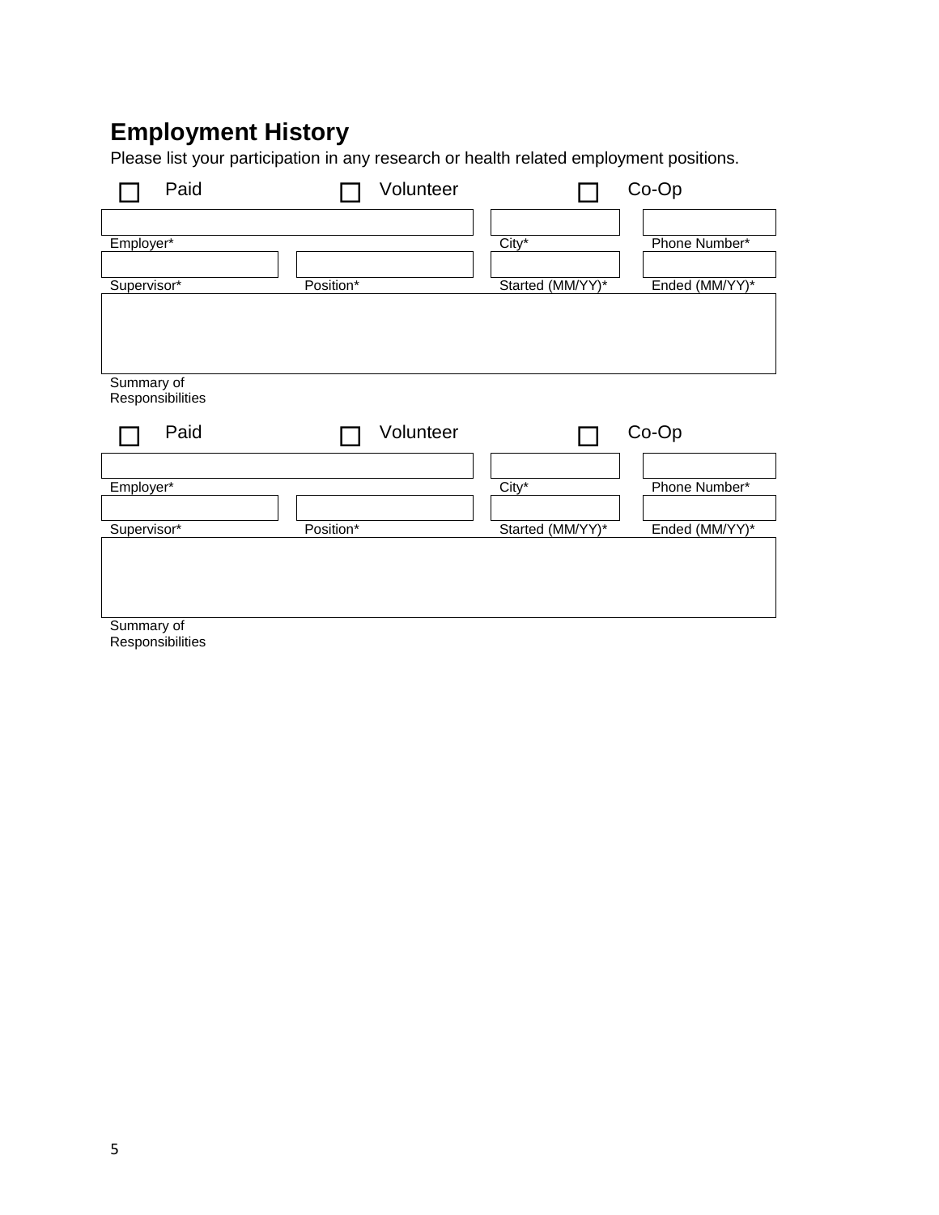## Employment History

Please list your participation in any research or health related employment positions.

☐ Paid ☐ Volunteer ☐ Co-Op

| Employer* | | City* | Phone Number* |
|---|---|---|---|
| | | | |

| Supervisor* | Position* | Started (MM/YY)* | Ended (MM/YY)* |
|---|---|---|---|
| | | | |

Summary of Responsibilities

☐ Paid ☐ Volunteer ☐ Co-Op

| Employer* | | City* | Phone Number* |
|---|---|---|---|
| | | | |

| Supervisor* | Position* | Started (MM/YY)* | Ended (MM/YY)* |
|---|---|---|---|
| | | | |

Summary of Responsibilities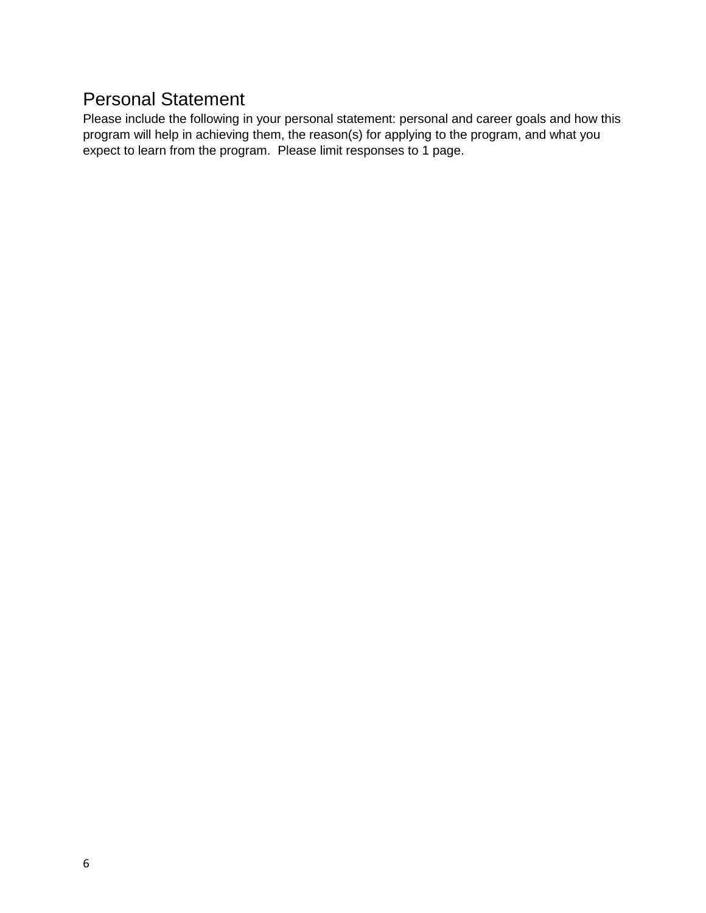## Personal Statement

Please include the following in your personal statement: personal and career goals and how this program will help in achieving them, the reason(s) for applying to the program, and what you expect to learn from the program. Please limit responses to 1 page.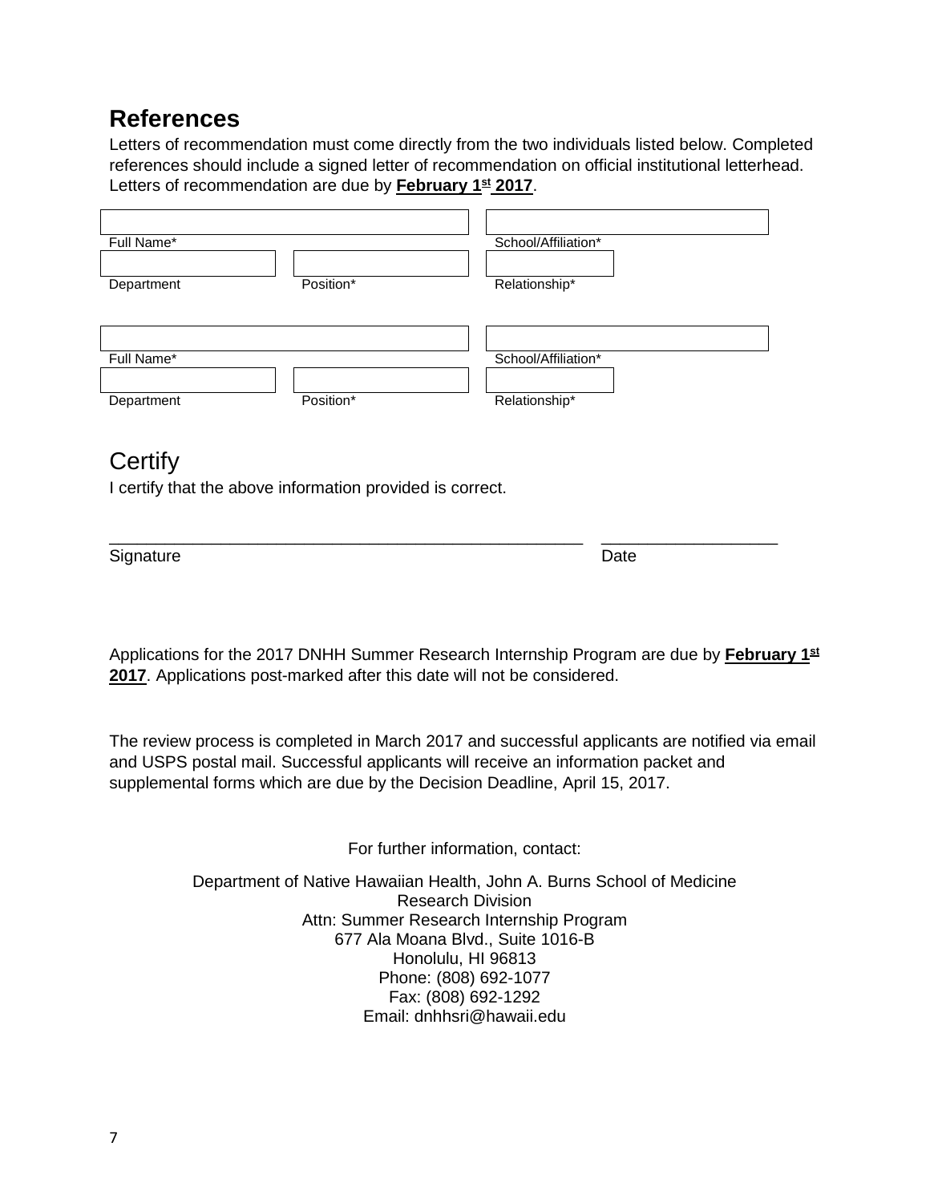## References

Letters of recommendation must come directly from the two individuals listed below. Completed references should include a signed letter of recommendation on official institutional letterhead. Letters of recommendation are due by **February 1st 2017**.

| | | |
|---|---|---|
| Full Name* | | School/Affiliation* |
| Department | Position* | Relationship* |

| | | |
|---|---|---|
| Full Name* | | School/Affiliation* |
| Department | Position* | Relationship* |

## Certify

I certify that the above information provided is correct.

\_\_\_\_\_\_\_\_\_\_\_\_\_\_\_\_\_\_\_\_\_\_\_\_\_\_\_\_\_\_\_\_\_\_\_\_\_\_\_\_\_\_\_\_\_\_\_\_\_\_ \_\_\_\_\_\_\_\_\_\_\_\_\_\_\_\_\_\_\_\_

Signature Date

Applications for the 2017 DNHH Summer Research Internship Program are due by **February 1st 2017**. Applications post-marked after this date will not be considered.

The review process is completed in March 2017 and successful applicants are notified via email and USPS postal mail. Successful applicants will receive an information packet and supplemental forms which are due by the Decision Deadline, April 15, 2017.

For further information, contact:

Department of Native Hawaiian Health, John A. Burns School of Medicine
Research Division
Attn: Summer Research Internship Program
677 Ala Moana Blvd., Suite 1016-B
Honolulu, HI 96813
Phone: (808) 692-1077
Fax: (808) 692-1292
Email: dnhhsri@hawaii.edu